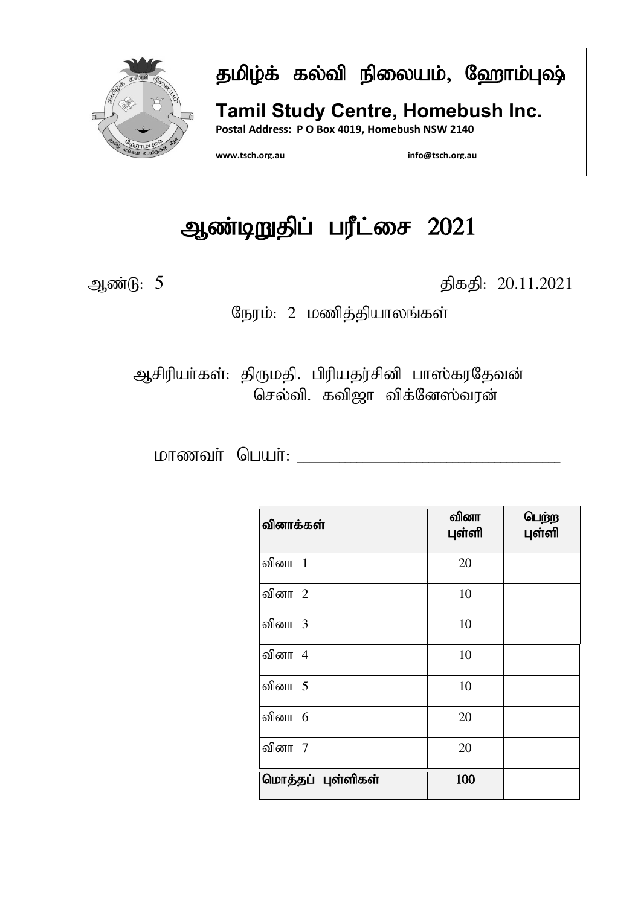# தமிழ்க் கல்வி நிலையம், ஹோம்புஷ்

**Tamil Study Centre, Homebush Inc.**

**Postal Address: P O Box 4019, Homebush NSW 2140**

**www.tsch.org.au** **info@tsch.org.au**

# ஆண்டிறுதிப் பரீட்சை 2021

ஆண்டு: 5 திகதி: 20.11.2021

நேரம்: 2 மணித்தியாலங்கள்

ஆசிரியர்கள்: திருமதி. பிரியதர்சினி பாஸ்கரதேவன்
செல்வி. கவிஜா விக்னேஸ்வரன்

மாணவர் பெயர்: ______________________________

| வினாக்கள் | வினா புள்ளி | பெற்ற புள்ளி |
|---|---|---|
| வினா 1 | 20 | |
| வினா 2 | 10 | |
| வினா 3 | 10 | |
| வினா 4 | 10 | |
| வினா 5 | 10 | |
| வினா 6 | 20 | |
| வினா 7 | 20 | |
| **மொத்தப் புள்ளிகள்** | **100** | |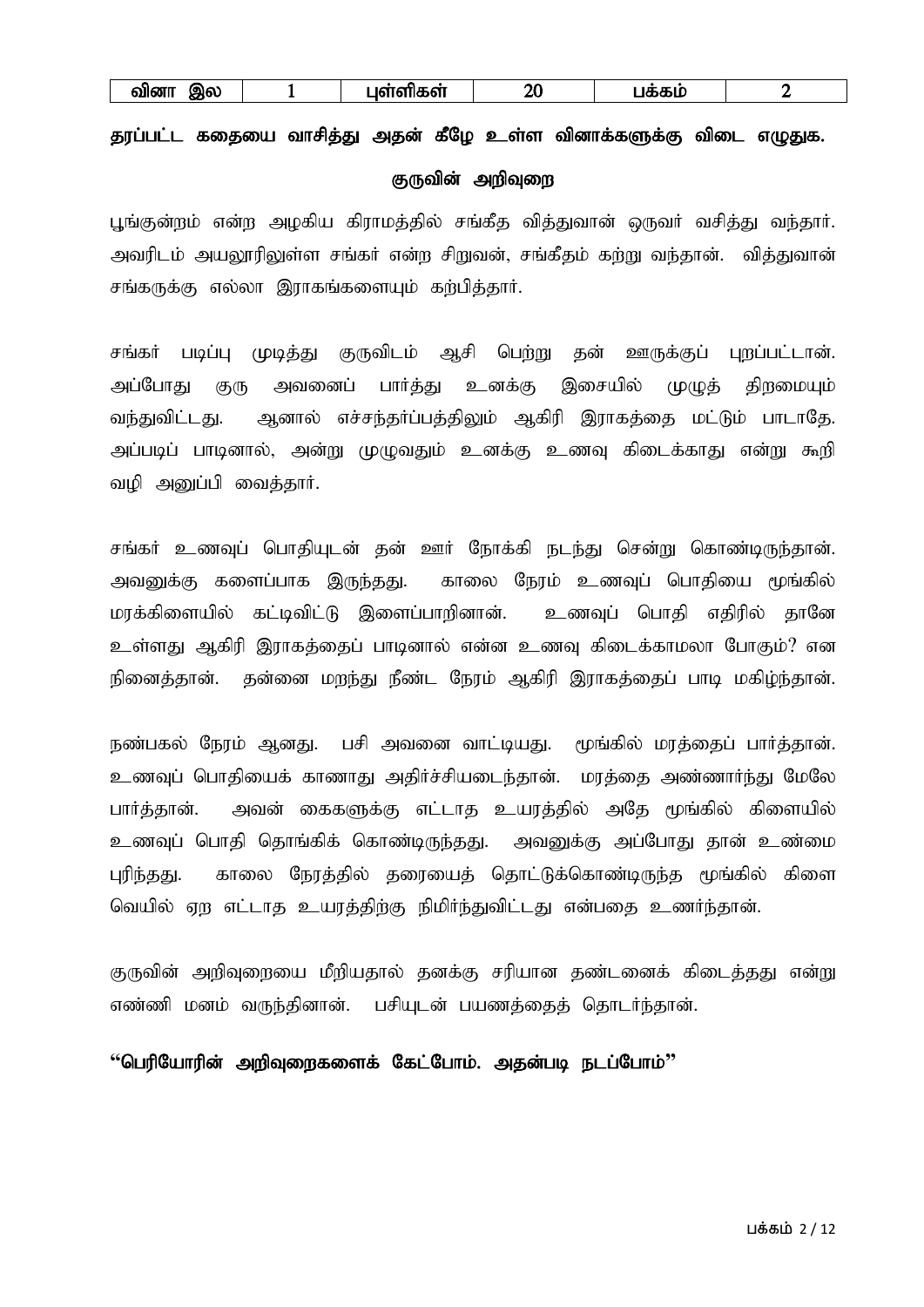| வினா இல | 1 | புள்ளிகள் | 20 | பக்கம் | 2 |
|---|---|---|---|---|---|

**தரப்பட்ட கதையை வாசித்து அதன் கீழே உள்ள வினாக்களுக்கு விடை எழுதுக.**

## குருவின் அறிவுரை

பூங்குன்றம் என்ற அழகிய கிராமத்தில் சங்கீத வித்துவான் ஒருவர் வசித்து வந்தார். அவரிடம் அயலூரிலுள்ள சங்கர் என்ற சிறுவன், சங்கீதம் கற்று வந்தான். வித்துவான் சங்கருக்கு எல்லா இராகங்களையும் கற்பித்தார்.

சங்கர் படிப்பு முடித்து குருவிடம் ஆசி பெற்று தன் ஊருக்குப் புறப்பட்டான். அப்போது குரு அவனைப் பார்த்து உனக்கு இசையில் முழுத் திறமையும் வந்துவிட்டது. ஆனால் எச்சந்தர்ப்பத்திலும் ஆகிரி இராகத்தை மட்டும் பாடாதே. அப்படிப் பாடினால், அன்று முழுவதும் உனக்கு உணவு கிடைக்காது என்று கூறி வழி அனுப்பி வைத்தார்.

சங்கர் உணவுப் பொதியுடன் தன் ஊர் நோக்கி நடந்து சென்று கொண்டிருந்தான். அவனுக்கு களைப்பாக இருந்தது. காலை நேரம் உணவுப் பொதியை மூங்கில் மரக்கிளையில் கட்டிவிட்டு இளைப்பாறினான். உணவுப் பொதி எதிரில் தானே உள்ளது ஆகிரி இராகத்தைப் பாடினால் என்ன உணவு கிடைக்காமலா போகும்? என நினைத்தான். தன்னை மறந்து நீண்ட நேரம் ஆகிரி இராகத்தைப் பாடி மகிழ்ந்தான்.

நண்பகல் நேரம் ஆனது. பசி அவனை வாட்டியது. மூங்கில் மரத்தைப் பார்த்தான். உணவுப் பொதியைக் காணாது அதிர்ச்சியடைந்தான். மரத்தை அண்ணார்ந்து மேலே பார்த்தான். அவன் கைகளுக்கு எட்டாத உயரத்தில் அதே மூங்கில் கிளையில் உணவுப் பொதி தொங்கிக் கொண்டிருந்தது. அவனுக்கு அப்போது தான் உண்மை புரிந்தது. காலை நேரத்தில் தரையைத் தொட்டுக்கொண்டிருந்த மூங்கில் கிளை வெயில் ஏற எட்டாத உயரத்திற்கு நிமிர்ந்துவிட்டது என்பதை உணர்ந்தான்.

குருவின் அறிவுறையை மீறியதால் தனக்கு சரியான தண்டனைக் கிடைத்தது என்று எண்ணி மனம் வருந்தினான். பசியுடன் பயணத்தைத் தொடர்ந்தான்.

**"பெரியோரின் அறிவுறைகளைக் கேட்போம். அதன்படி நடப்போம்"**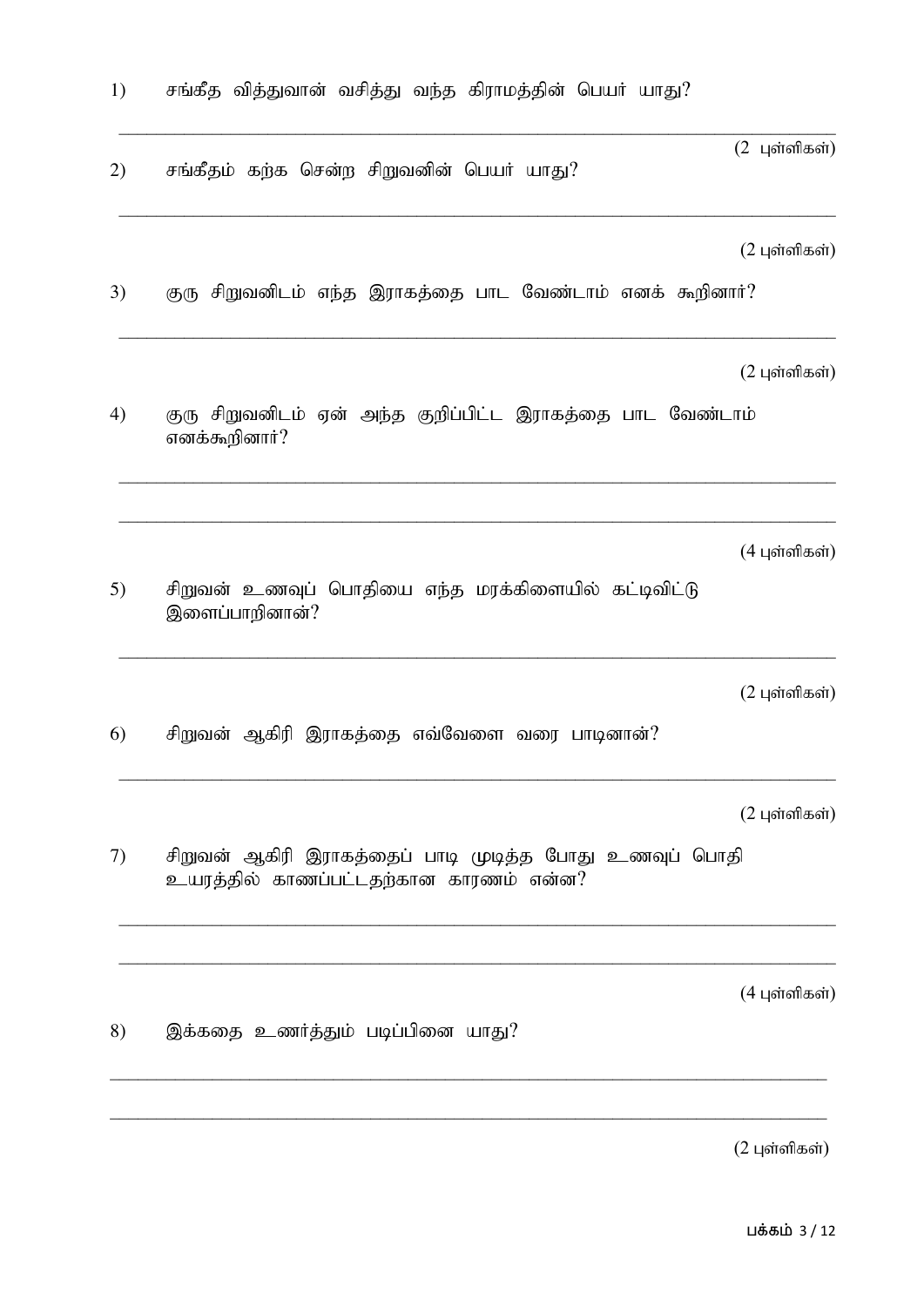1) சங்கீத வித்துவான் வசித்து வந்த கிராமத்தின் பெயர் யாது?

_______________________________________________

(2 புள்ளிகள்)

2) சங்கீதம் கற்க சென்ற சிறுவனின் பெயர் யாது?

_______________________________________________

(2 புள்ளிகள்)

3) குரு சிறுவனிடம் எந்த இராகத்தை பாட வேண்டாம் எனக் கூறினார்?

_______________________________________________

(2 புள்ளிகள்)

4) குரு சிறுவனிடம் ஏன் அந்த குறிப்பிட்ட இராகத்தை பாட வேண்டாம் எனக்கூறினார்?

_______________________________________________

_______________________________________________

(4 புள்ளிகள்)

5) சிறுவன் உணவுப் பொதியை எந்த மரக்கிளையில் கட்டிவிட்டு இளைப்பாறினான்?

_______________________________________________

(2 புள்ளிகள்)

6) சிறுவன் ஆகிரி இராகத்தை எவ்வேளை வரை பாடினான்?

_______________________________________________

(2 புள்ளிகள்)

7) சிறுவன் ஆகிரி இராகத்தைப் பாடி முடித்த போது உணவுப் பொதி உயரத்தில் காணப்பட்டதற்கான காரணம் என்ன?

_______________________________________________

_______________________________________________

(4 புள்ளிகள்)

8) இக்கதை உணர்த்தும் படிப்பினை யாது?

_______________________________________________

_______________________________________________

(2 புள்ளிகள்)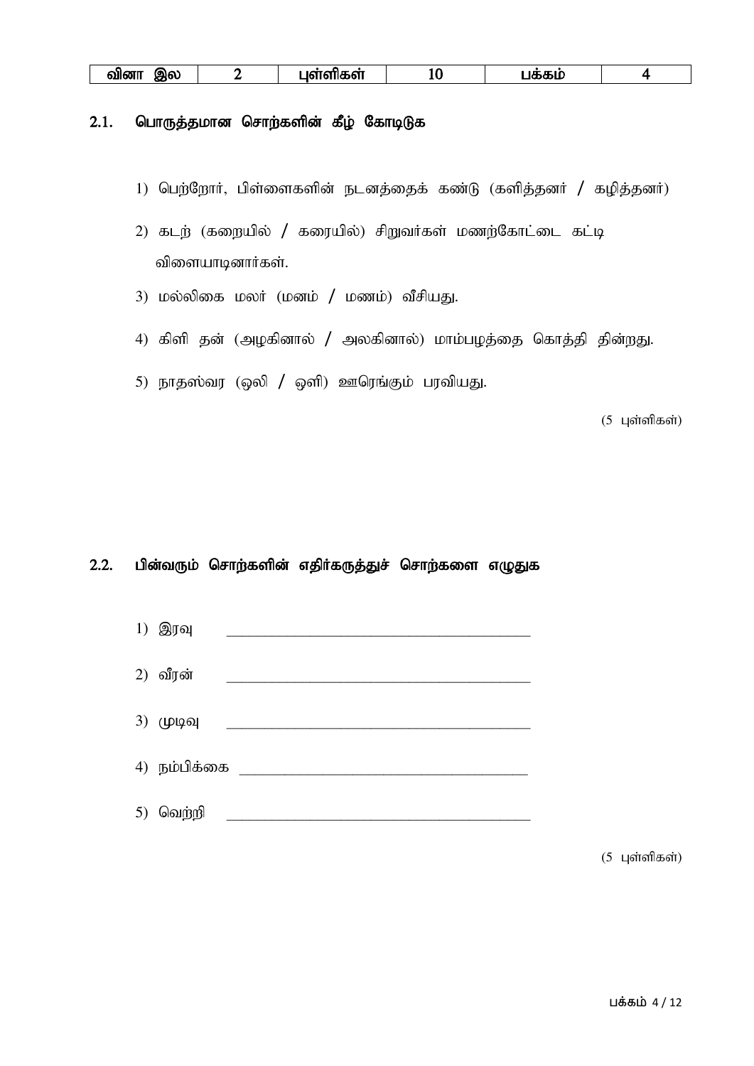| வினா இல | 2 | புள்ளிகள் | 10 | பக்கம் | 4 |
|---|---|---|---|---|---|

## 2.1. பொருத்தமான சொற்களின் கீழ் கோடிடுக

1) பெற்றோர், பிள்ளைகளின் நடனத்தைக் கண்டு (களித்தனர் / கழித்தனர்)

2) கடற் (கறையில் / கரையில்) சிறுவர்கள் மணற்கோட்டை கட்டி விளையாடினார்கள்.

3) மல்லிகை மலர் (மனம் / மணம்) வீசியது.

4) கிளி தன் (அழகினால் / அலகினால்) மாம்பழத்தை கொத்தி தின்றது.

5) நாதஸ்வர (ஒலி / ஒளி) ஊரெங்கும் பரவியது.

(5 புள்ளிகள்)

## 2.2. பின்வரும் சொற்களின் எதிர்கருத்துச் சொற்களை எழுதுக

1) இரவு ________________________________________

2) வீரன் ________________________________________

3) முடிவு ________________________________________

4) நம்பிக்கை ____________________________________

5) வெற்றி ________________________________________

(5 புள்ளிகள்)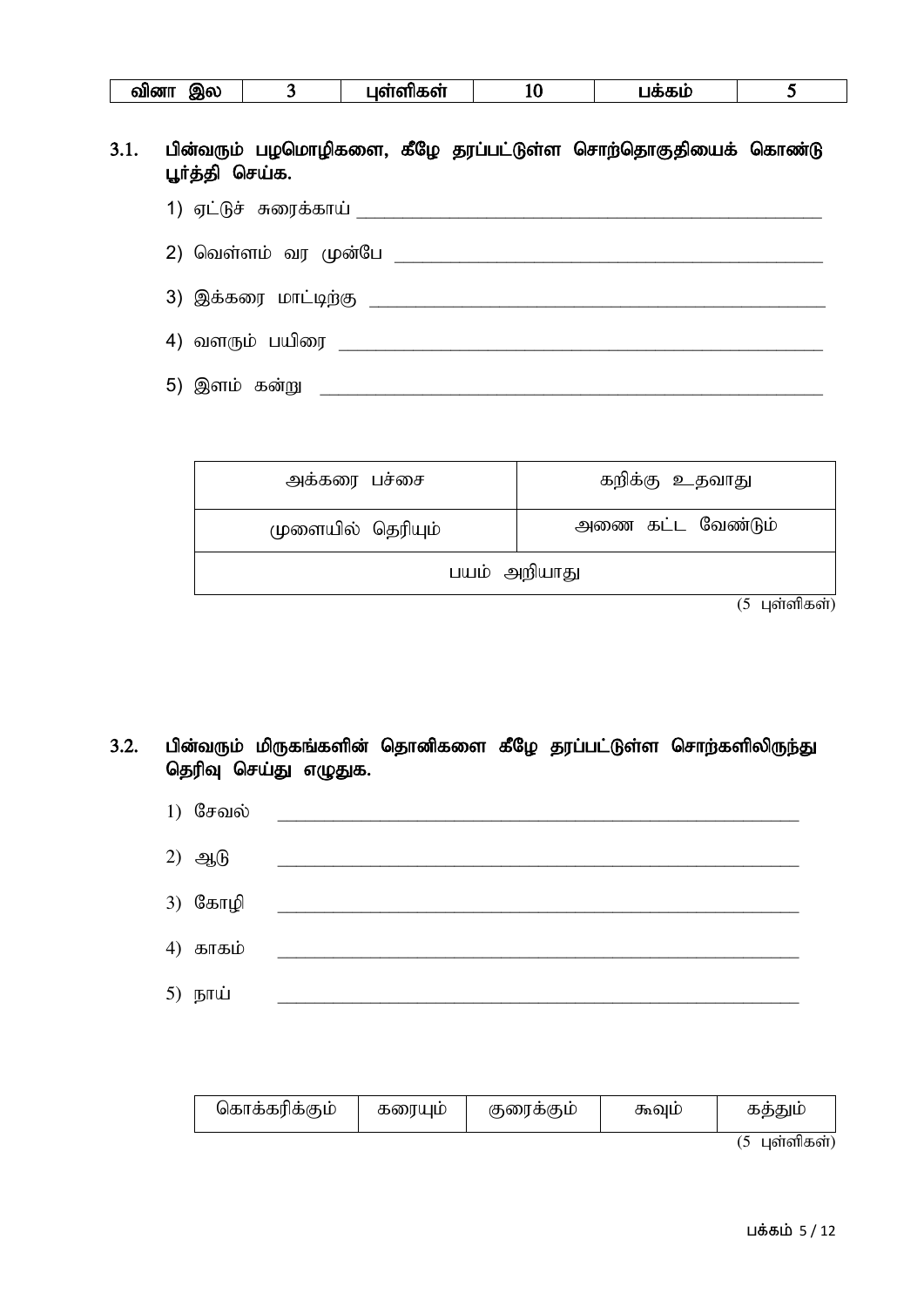| வினா இல | 3 | புள்ளிகள் | 10 | பக்கம் | 5 |
|---|---|---|---|---|---|

**3.1. பின்வரும் பழமொழிகளை, கீழே தரப்பட்டுள்ள சொற்தொகுதியைக் கொண்டு பூர்த்தி செய்க.**

1) ஏட்டுச் சுரைக்காய் ______________________________

2) வெள்ளம் வர முன்பே ______________________________

3) இக்கரை மாட்டிற்கு ______________________________

4) வளரும் பயிரை ______________________________

5) இளம் கன்று ______________________________

| அக்கரை பச்சை | கறிக்கு உதவாது |
|---|---|
| முளையில் தெரியும் | அணை கட்ட வேண்டும் |
| பயம் அறியாது | |

(5 புள்ளிகள்)

**3.2. பின்வரும் மிருகங்களின் தொனிகளை கீழே தரப்பட்டுள்ள சொற்களிலிருந்து தெரிவு செய்து எழுதுக.**

1) சேவல் ______________________________

2) ஆடு ______________________________

3) கோழி ______________________________

4) காகம் ______________________________

5) நாய் ______________________________

| கொக்கரிக்கும் | கரையும் | குரைக்கும் | கூவும் | கத்தும் |
|---|---|---|---|---|

(5 புள்ளிகள்)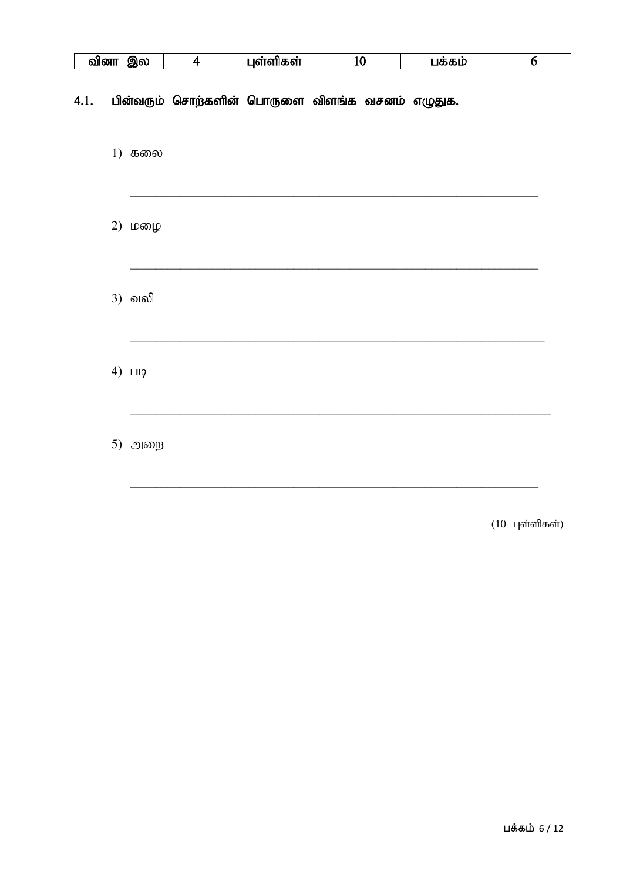| வினா இல | 4 | புள்ளிகள் | 10 | பக்கம் | 6 |
| --- | --- | --- | --- | --- | --- |

## 4.1. பின்வரும் சொற்களின் பொருளை விளங்க வசனம் எழுதுக.

1) கலை

_______________________________________________________________

2) மழை

_______________________________________________________________

3) வலி

_______________________________________________________________

4) படி

_______________________________________________________________

5) அறை

_______________________________________________________________

(10 புள்ளிகள்)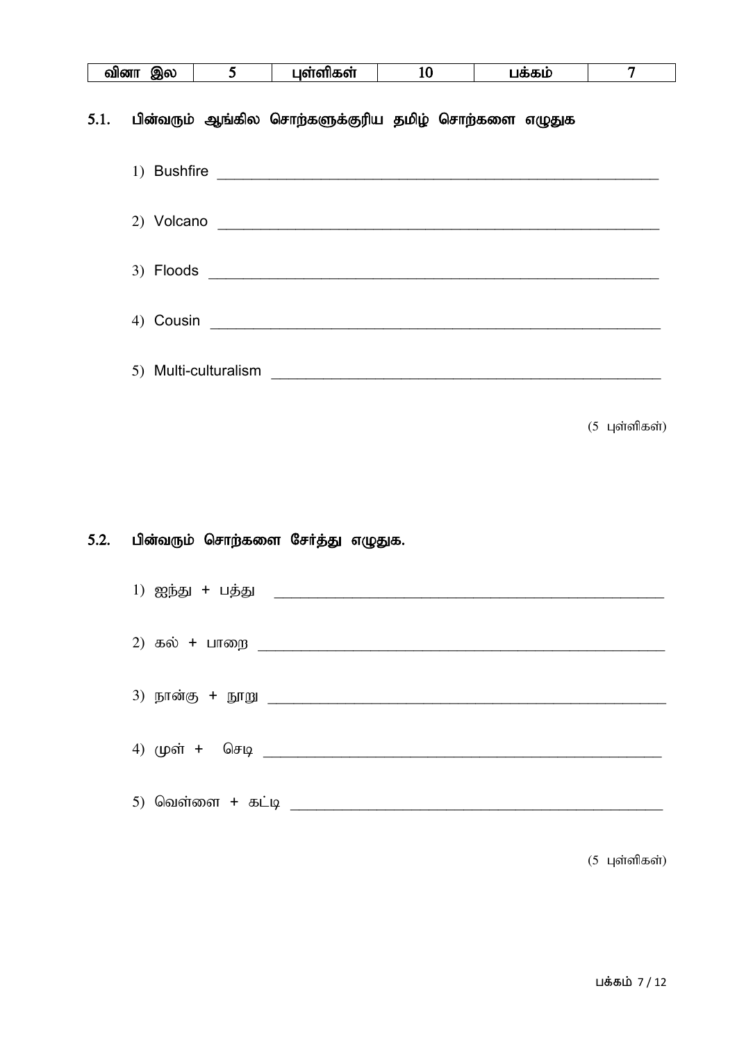| வினா இல | 5 | புள்ளிகள் | 10 | பக்கம் | 7 |
|---|---|---|---|---|---|

## 5.1. பின்வரும் ஆங்கில சொற்களுக்குரிய தமிழ் சொற்களை எழுதுக

1) Bushfire _______________________________________________

2) Volcano _______________________________________________

3) Floods _______________________________________________

4) Cousin _______________________________________________

5) Multi-culturalism ________________________________________

(5 புள்ளிகள்)

## 5.2. பின்வரும் சொற்களை சேர்த்து எழுதுக.

1) ஐந்து + பத்து ________________________________________

2) கல் + பாறை ________________________________________

3) நான்கு + நூறு ________________________________________

4) முள் + செடி ________________________________________

5) வெள்ளை + கட்டி ______________________________________

(5 புள்ளிகள்)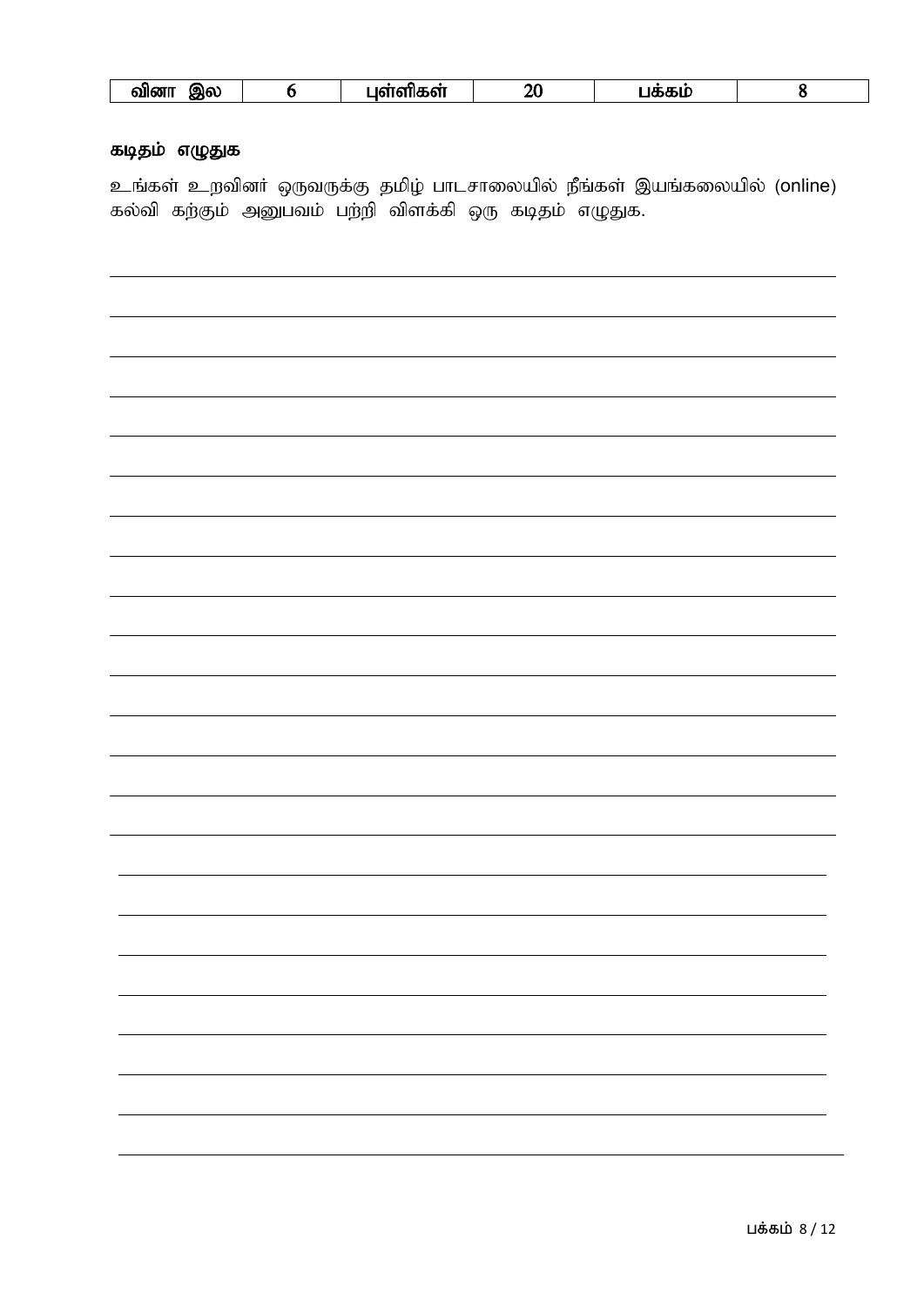| வினா இல | 6 | புள்ளிகள் | 20 | பக்கம் | 8 |
|---|---|---|---|---|---|

**கடிதம் எழுதுக**

உங்கள் உறவினர் ஒருவருக்கு தமிழ் பாடசாலையில் நீங்கள் இயங்கலையில் (online) கல்வி கற்கும் அனுபவம் பற்றி விளக்கி ஒரு கடிதம் எழுதுக.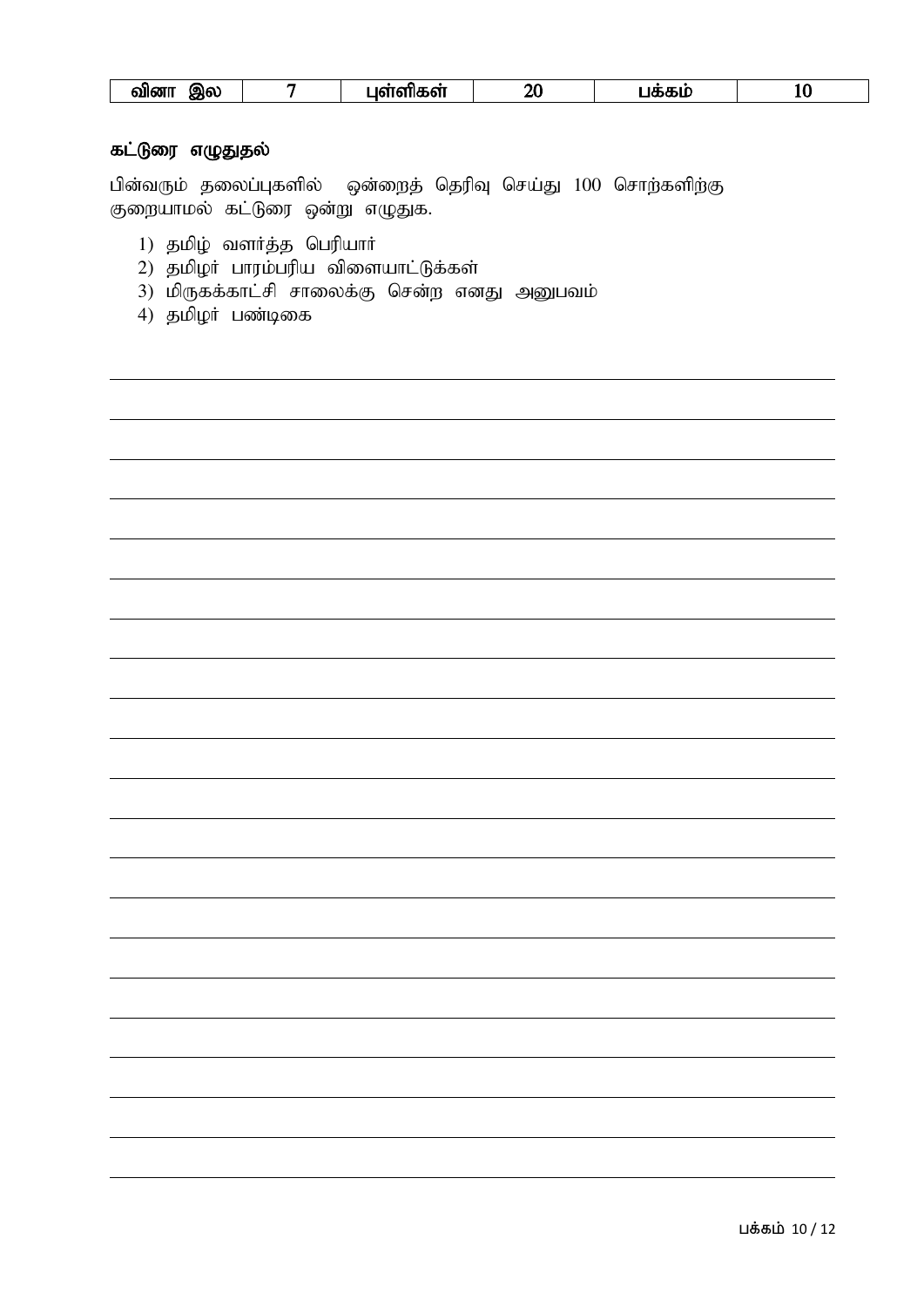| வினா இல | 7 | புள்ளிகள் | 20 | பக்கம் | 10 |
|---|---|---|---|---|---|

**கட்டுரை எழுதுதல்**

பின்வரும் தலைப்புகளில் ஒன்றைத் தெரிவு செய்து 100 சொற்களிற்கு குறையாமல் கட்டுரை ஒன்று எழுதுக.

1) தமிழ் வளர்த்த பெரியார்
2) தமிழர் பாரம்பரிய விளையாட்டுக்கள்
3) மிருகக்காட்சி சாலைக்கு சென்ற எனது அனுபவம்
4) தமிழர் பண்டிகை